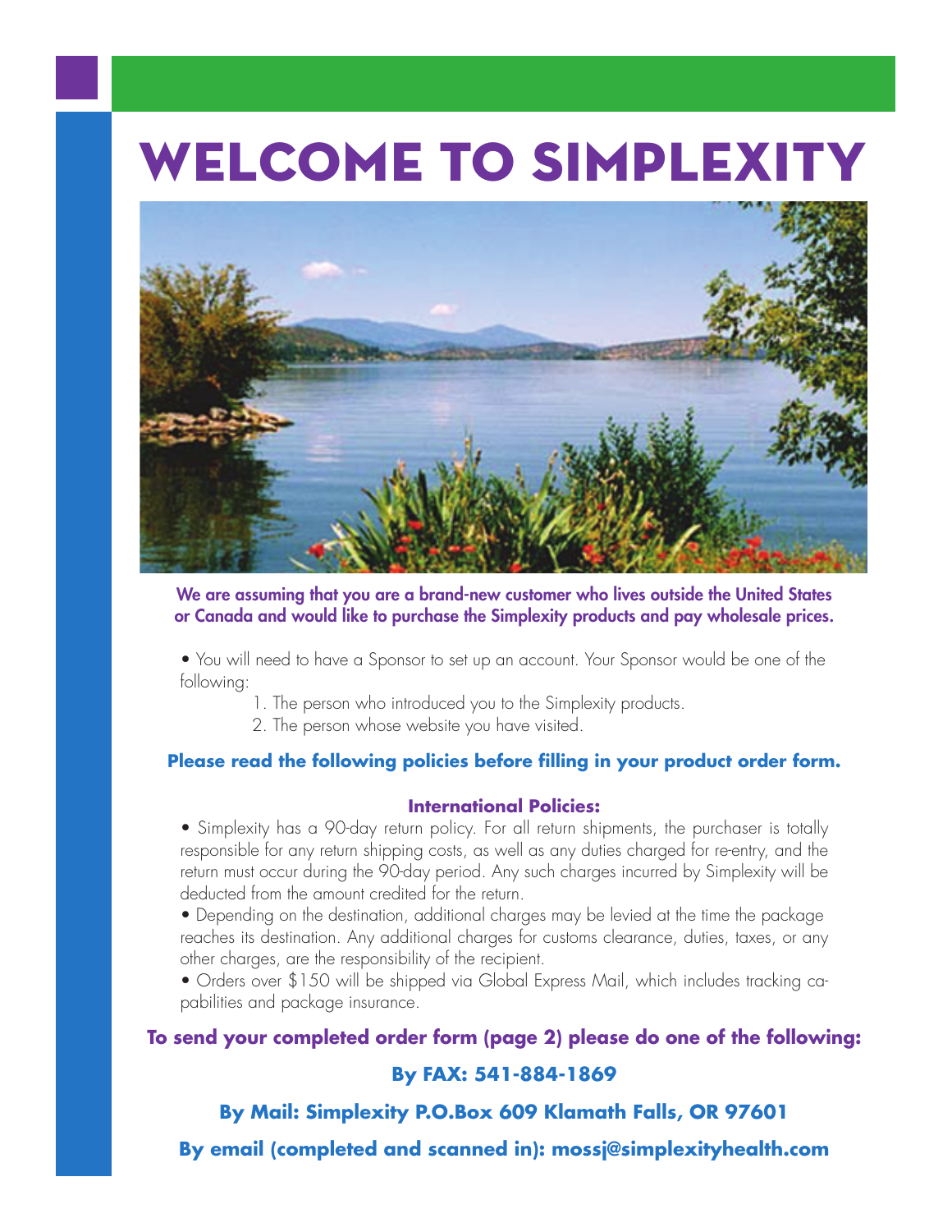# WELCOME TO SIMPLEXITY

**We are assuming that you are a brand-new customer who lives outside the United States or Canada and would like to purchase the Simplexity products and pay wholesale prices.**

- You will need to have a Sponsor to set up an account. Your Sponsor would be one of the following:
  1. The person who introduced you to the Simplexity products.
  2. The person whose website you have visited.

**Please read the following policies before filling in your product order form.**

### International Policies:

- Simplexity has a 90-day return policy. For all return shipments, the purchaser is totally responsible for any return shipping costs, as well as any duties charged for re-entry, and the return must occur during the 90-day period. Any such charges incurred by Simplexity will be deducted from the amount credited for the return.
- Depending on the destination, additional charges may be levied at the time the package reaches its destination. Any additional charges for customs clearance, duties, taxes, or any other charges, are the responsibility of the recipient.
- Orders over $150 will be shipped via Global Express Mail, which includes tracking capabilities and package insurance.

**To send your completed order form (page 2) please do one of the following:**

**By FAX: 541-884-1869**

**By Mail: Simplexity P.O.Box 609 Klamath Falls, OR 97601**

**By email (completed and scanned in): mossj@simplexityhealth.com**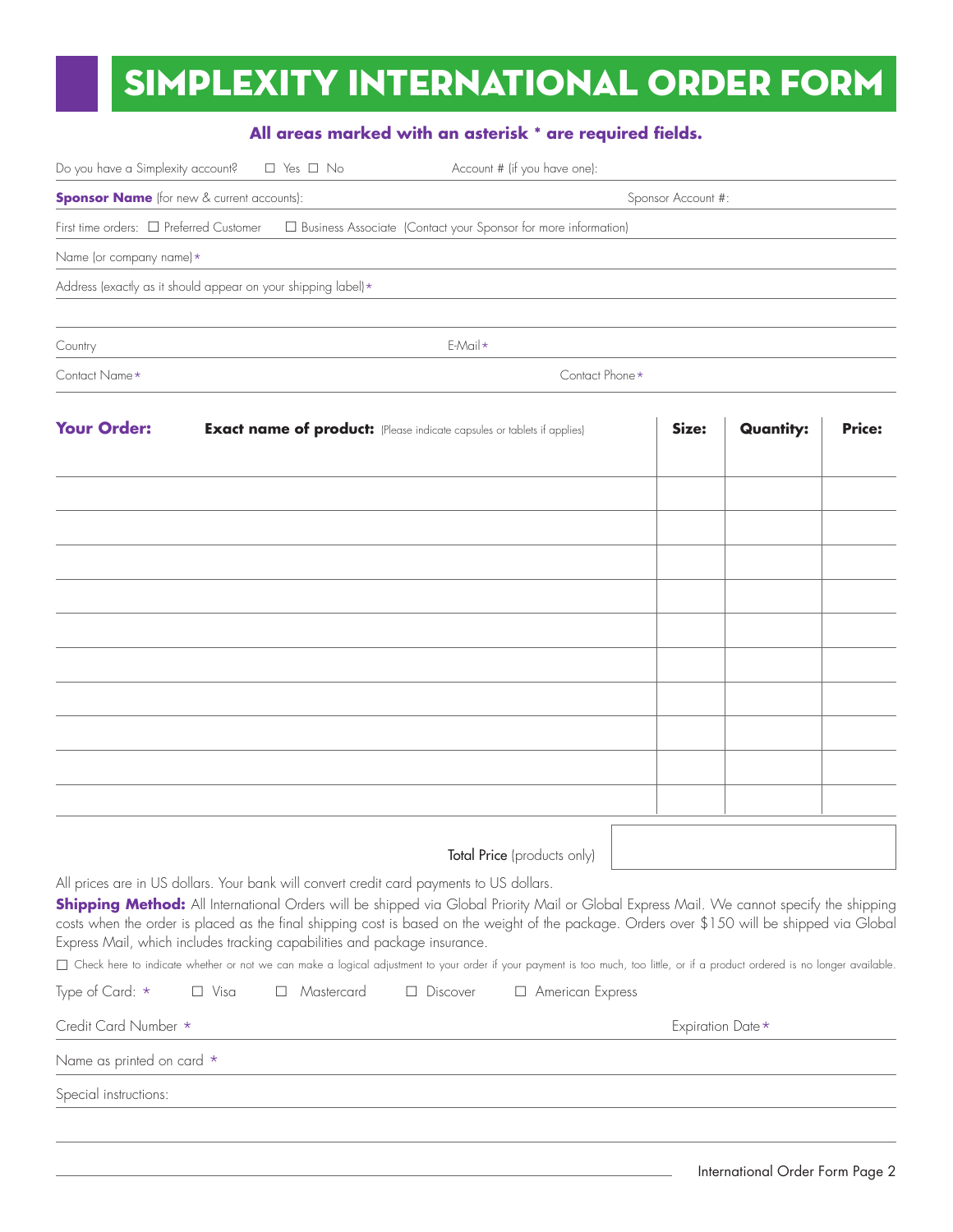# SIMPLEXITY INTERNATIONAL ORDER FORM

**All areas marked with an asterisk * are required fields.**

Do you have a Simplexity account? ☐ Yes ☐ No Account # (if you have one):

**Sponsor Name** (for new & current accounts): Sponsor Account #:

First time orders: ☐ Preferred Customer ☐ Business Associate (Contact your Sponsor for more information)

Name (or company name) *

Address (exactly as it should appear on your shipping label) *

Country E-Mail *

Contact Name * Contact Phone *

| **Your Order:** **Exact name of product:** (Please indicate capsules or tablets if applies) | **Size:** | **Quantity:** | **Price:** |
|---|---|---|---|
| | | | |
| | | | |
| | | | |
| | | | |
| | | | |
| | | | |
| | | | |
| | | | |
| | | | |
| | | | |

Total Price (products only)

All prices are in US dollars. Your bank will convert credit card payments to US dollars.

**Shipping Method:** All International Orders will be shipped via Global Priority Mail or Global Express Mail. We cannot specify the shipping costs when the order is placed as the final shipping cost is based on the weight of the package. Orders over $150 will be shipped via Global Express Mail, which includes tracking capabilities and package insurance.

☐ Check here to indicate whether or not we can make a logical adjustment to your order if your payment is too much, too little, or if a product ordered is no longer available.

Type of Card: * ☐ Visa ☐ Mastercard ☐ Discover ☐ American Express

Credit Card Number * Expiration Date *

Name as printed on card *

Special instructions:

International Order Form Page 2